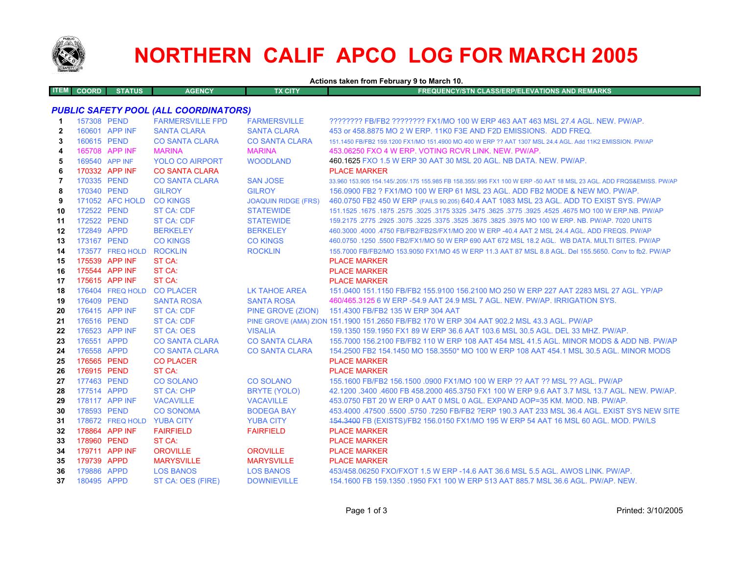# NORTHERN CALIF APCO LOG FOR MARCH 2005

**Actions taken from February 9 to March 10.**

| ITEM | COORD | STATUS | AGENCY | TX CITY | FREQUENCY/STN CLASS/ERP/ELEVATIONS AND REMARKS |
|---|---|---|---|---|---|
| ***PUBLIC SAFETY POOL (ALL COORDINATORS)*** | | | | | |
| 1 | 157308 | PEND | FARMERSVILLE FPD | FARMERSVILLE | ???????? FB/FB2 ???????? FX1/MO 100 W ERP 463 AAT 463 MSL 27.4 AGL. NEW. PW/AP. |
| 2 | 160601 | APP INF | SANTA CLARA | SANTA CLARA | 453 or 458.8875 MO 2 W ERP. 11K0 F3E AND F2D EMISSIONS. ADD FREQ. |
| 3 | 160615 | PEND | CO SANTA CLARA | CO SANTA CLARA | 151.1450 FB/FB2 159.1200 FX1/MO 151.4900 MO 400 W ERP ?? AAT 1307 MSL 24.4 AGL. Add 11K2 EMISSION. PW/AP |
| 4 | 165708 | APP INF | MARINA | MARINA | 453.06250 FXO 4 W ERP. VOTING RCVR LINK. NEW. PW/AP. |
| 5 | 169540 | APP INF | YOLO CO AIRPORT | WOODLAND | 460.1625 FXO 1.5 W ERP 30 AAT 30 MSL 20 AGL. NB DATA. NEW. PW/AP. |
| 6 | 170332 | APP INF | CO SANTA CLARA | | PLACE MARKER |
| 7 | 170335 | PEND | CO SANTA CLARA | SAN JOSE | 33.960 153.905 154.145/.205/.175 155.985 FB 158.355/.995 FX1 100 W ERP -50 AAT 18 MSL 23 AGL. ADD FRQS&EMISS. PW/AP |
| 8 | 170340 | PEND | GILROY | GILROY | 156.0900 FB2 ? FX1/MO 100 W ERP 61 MSL 23 AGL. ADD FB2 MODE & NEW MO. PW/AP. |
| 9 | 171052 | AFC HOLD | CO KINGS | JOAQUIN RIDGE (FRS) | 460.0750 FB2 450 W ERP (FAILS 90.205) 640.4 AAT 1083 MSL 23 AGL. ADD TO EXIST SYS. PW/AP |
| 10 | 172522 | PEND | ST CA: CDF | STATEWIDE | 151.1525 .1675 .1875 .2575 .3025 .3175 3325 .3475 .3625 .3775 .3925 .4525 .4675 MO 100 W ERP.NB. PW/AP |
| 11 | 172522 | PEND | ST CA: CDF | STATEWIDE | 159.2175 .2775 .2925 .3075 .3225 .3375 .3525 .3675 .3825 .3975 MO 100 W ERP. NB. PW/AP. 7020 UNITS |
| 12 | 172849 | APPD | BERKELEY | BERKELEY | 460.3000 .4000 .4750 FB/FB2/FB2S/FX1/MO 200 W ERP -40.4 AAT 2 MSL 24.4 AGL. ADD FREQS. PW/AP |
| 13 | 173167 | PEND | CO KINGS | CO KINGS | 460.0750 .1250 .5500 FB2/FX1/MO 50 W ERP 690 AAT 672 MSL 18.2 AGL. WB DATA. MULTI SITES. PW/AP |
| 14 | 173577 | FREQ HOLD | ROCKLIN | ROCKLIN | 155.7000 FB/FB2/MO 153.9050 FX1/MO 45 W ERP 11.3 AAT 87 MSL 8.8 AGL. Del 155.5650. Conv to fb2. PW/AP |
| 15 | 175539 | APP INF | ST CA: | | PLACE MARKER |
| 16 | 175544 | APP INF | ST CA: | | PLACE MARKER |
| 17 | 175615 | APP INF | ST CA: | | PLACE MARKER |
| 18 | 176404 | FREQ HOLD | CO PLACER | LK TAHOE AREA | 151.0400 151.1150 FB/FB2 155.9100 156.2100 MO 250 W ERP 227 AAT 2283 MSL 27 AGL. YP/AP |
| 19 | 176409 | PEND | SANTA ROSA | SANTA ROSA | 460/465.3125 6 W ERP -54.9 AAT 24.9 MSL 7 AGL. NEW. PW/AP. IRRIGATION SYS. |
| 20 | 176415 | APP INF | ST CA: CDF | PINE GROVE (ZION) | 151.4300 FB/FB2 135 W ERP 304 AAT |
| 21 | 176516 | PEND | ST CA: CDF | PINE GROVE (AMA) ZION | 151.1900 151.2650 FB/FB2 170 W ERP 304 AAT 902.2 MSL 43.3 AGL. PW/AP |
| 22 | 176523 | APP INF | ST CA: OES | VISALIA | 159.1350 159.1950 FX1 89 W ERP 36.6 AAT 103.6 MSL 30.5 AGL. DEL 33 MHZ. PW/AP. |
| 23 | 176551 | APPD | CO SANTA CLARA | CO SANTA CLARA | 155.7000 156.2100 FB/FB2 110 W ERP 108 AAT 454 MSL 41.5 AGL. MINOR MODS & ADD NB. PW/AP |
| 24 | 176558 | APPD | CO SANTA CLARA | CO SANTA CLARA | 154.2500 FB2 154.1450 MO 158.3550* MO 100 W ERP 108 AAT 454.1 MSL 30.5 AGL. MINOR MODS |
| 25 | 176565 | PEND | CO PLACER | | PLACE MARKER |
| 26 | 176915 | PEND | ST CA: | | PLACE MARKER |
| 27 | 177463 | PEND | CO SOLANO | CO SOLANO | 155.1600 FB/FB2 156.1500 .0900 FX1/MO 100 W ERP ?? AAT ?? MSL ?? AGL. PW/AP |
| 28 | 177514 | APPD | ST CA: CHP | BRYTE (YOLO) | 42.1200 .3400 .4600 FB 458.2000 465.3750 FX1 100 W ERP 9.6 AAT 3.7 MSL 13.7 AGL. NEW. PW/AP. |
| 29 | 178117 | APP INF | VACAVILLE | VACAVILLE | 453.0750 FBT 20 W ERP 0 AAT 0 MSL 0 AGL. EXPAND AOP=35 KM. MOD. NB. PW/AP. |
| 30 | 178593 | PEND | CO SONOMA | BODEGA BAY | 453.4000 .47500 .5500 .5750 .7250 FB/FB2 ?ERP 190.3 AAT 233 MSL 36.4 AGL. EXIST SYS NEW SITE |
| 31 | 178672 | FREQ HOLD | YUBA CITY | YUBA CITY | ~~154.3400~~ FB (EXISTS)/FB2 156.0150 FX1/MO 195 W ERP 54 AAT 16 MSL 60 AGL. MOD. PW/LS |
| 32 | 178864 | APP INF | FAIRFIELD | FAIRFIELD | PLACE MARKER |
| 33 | 178960 | PEND | ST CA: | | PLACE MARKER |
| 34 | 179711 | APP INF | OROVILLE | OROVILLE | PLACE MARKER |
| 35 | 179739 | APPD | MARYSVILLE | MARYSVILLE | PLACE MARKER |
| 36 | 179886 | APPD | LOS BANOS | LOS BANOS | 453/458.06250 FXO/FXOT 1.5 W ERP -14.6 AAT 36.6 MSL 5.5 AGL. AWOS LINK. PW/AP. |
| 37 | 180495 | APPD | ST CA: OES (FIRE) | DOWNIEVILLE | 154.1600 FB 159.1350 .1950 FX1 100 W ERP 513 AAT 885.7 MSL 36.6 AGL. PW/AP. NEW. |

Printed: 3/10/2005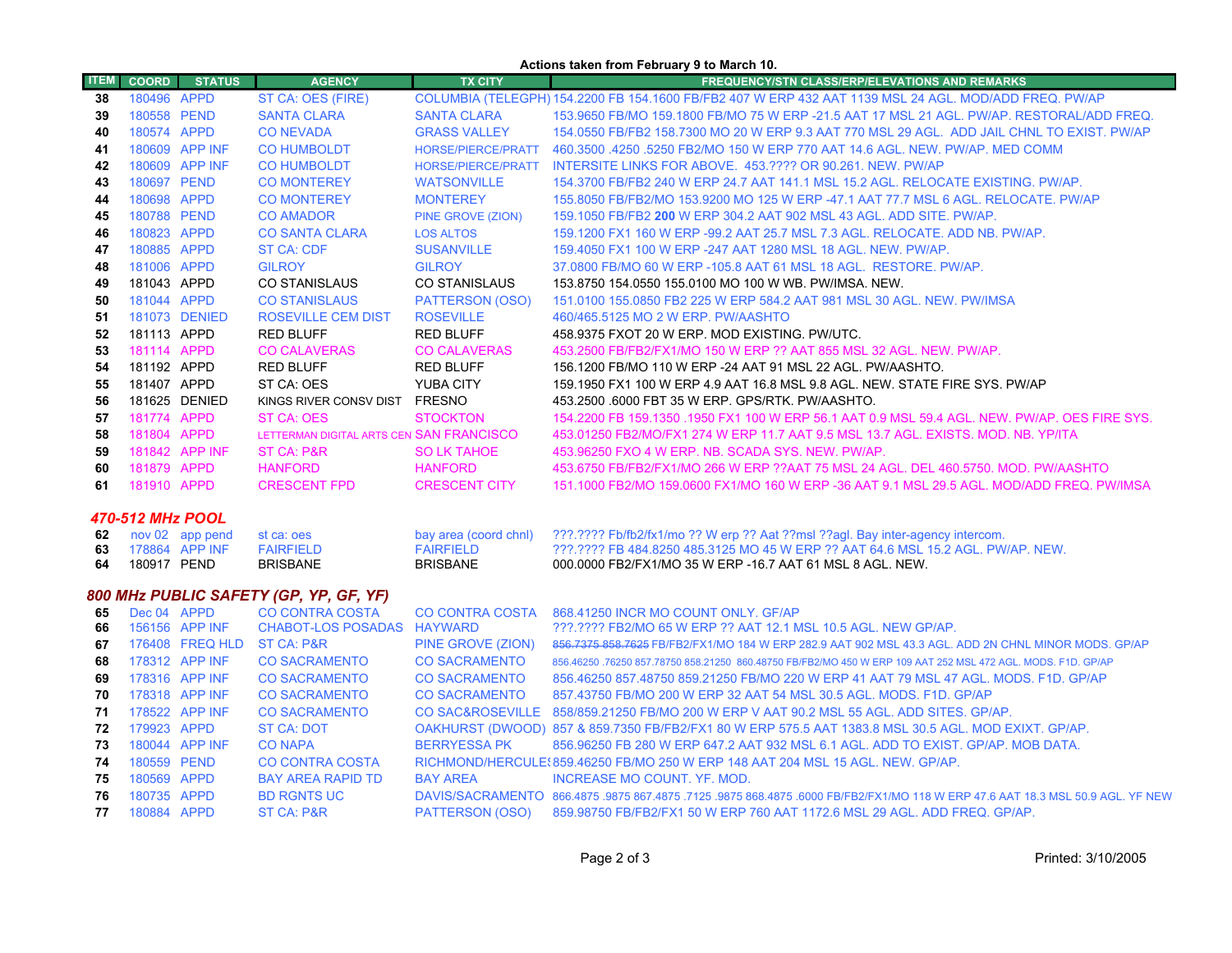Actions taken from February 9 to March 10.

| ITEM | COORD | STATUS | AGENCY | TX CITY | FREQUENCY/STN CLASS/ERP/ELEVATIONS AND REMARKS |
|---|---|---|---|---|---|
| 38 | 180496 | APPD | ST CA: OES (FIRE) | COLUMBIA (TELEGPH) | 154.2200 FB 154.1600 FB/FB2 407 W ERP 432 AAT 1139 MSL 24 AGL. MOD/ADD FREQ. PW/AP |
| 39 | 180558 | PEND | SANTA CLARA | SANTA CLARA | 153.9650 FB/MO 159.1800 FB/MO 75 W ERP -21.5 AAT 17 MSL 21 AGL. PW/AP. RESTORAL/ADD FREQ. |
| 40 | 180574 | APPD | CO NEVADA | GRASS VALLEY | 154.0550 FB/FB2 158.7300 MO 20 W ERP 9.3 AAT 770 MSL 29 AGL. ADD JAIL CHNL TO EXIST. PW/AP |
| 41 | 180609 | APP INF | CO HUMBOLDT | HORSE/PIERCE/PRATT | 460.3500 .4250 .5250 FB2/MO 150 W ERP 770 AAT 14.6 AGL. NEW. PW/AP. MED COMM |
| 42 | 180609 | APP INF | CO HUMBOLDT | HORSE/PIERCE/PRATT | INTERSITE LINKS FOR ABOVE. 453.???? OR 90.261. NEW. PW/AP |
| 43 | 180697 | PEND | CO MONTEREY | WATSONVILLE | 154.3700 FB/FB2 240 W ERP 24.7 AAT 141.1 MSL 15.2 AGL. RELOCATE EXISTING. PW/AP. |
| 44 | 180698 | APPD | CO MONTEREY | MONTEREY | 155.8050 FB/FB2/MO 153.9200 MO 125 W ERP -47.1 AAT 77.7 MSL 6 AGL. RELOCATE. PW/AP |
| 45 | 180788 | PEND | CO AMADOR | PINE GROVE (ZION) | 159.1050 FB/FB2 **200** W ERP 304.2 AAT 902 MSL 43 AGL. ADD SITE. PW/AP. |
| 46 | 180823 | APPD | CO SANTA CLARA | LOS ALTOS | 159.1200 FX1 160 W ERP -99.2 AAT 25.7 MSL 7.3 AGL. RELOCATE. ADD NB. PW/AP. |
| 47 | 180885 | APPD | ST CA: CDF | SUSANVILLE | 159.4050 FX1 100 W ERP -247 AAT 1280 MSL 18 AGL. NEW. PW/AP. |
| 48 | 181006 | APPD | GILROY | GILROY | 37.0800 FB/MO 60 W ERP -105.8 AAT 61 MSL 18 AGL. RESTORE. PW/AP. |
| 49 | 181043 | APPD | CO STANISLAUS | CO STANISLAUS | 153.8750 154.0550 155.0100 MO 100 W WB. PW/IMSA. NEW. |
| 50 | 181044 | APPD | CO STANISLAUS | PATTERSON (OSO) | 151.0100 155.0850 FB2 225 W ERP 584.2 AAT 981 MSL 30 AGL. NEW. PW/IMSA |
| 51 | 181073 | DENIED | ROSEVILLE CEM DIST | ROSEVILLE | 460/465.5125 MO 2 W ERP. PW/AASHTO |
| 52 | 181113 | APPD | RED BLUFF | RED BLUFF | 458.9375 FXOT 20 W ERP. MOD EXISTING. PW/UTC. |
| 53 | 181114 | APPD | CO CALAVERAS | CO CALAVERAS | 453.2500 FB/FB2/FX1/MO 150 W ERP ?? AAT 855 MSL 32 AGL. NEW. PW/AP. |
| 54 | 181192 | APPD | RED BLUFF | RED BLUFF | 156.1200 FB/MO 110 W ERP -24 AAT 91 MSL 22 AGL. PW/AASHTO. |
| 55 | 181407 | APPD | ST CA: OES | YUBA CITY | 159.1950 FX1 100 W ERP 4.9 AAT 16.8 MSL 9.8 AGL. NEW. STATE FIRE SYS. PW/AP |
| 56 | 181625 | DENIED | KINGS RIVER CONSV DIST | FRESNO | 453.2500 .6000 FBT 35 W ERP. GPS/RTK. PW/AASHTO. |
| 57 | 181774 | APPD | ST CA: OES | STOCKTON | 154.2200 FB 159.1350 .1950 FX1 100 W ERP 56.1 AAT 0.9 MSL 59.4 AGL. NEW. PW/AP. OES FIRE SYS. |
| 58 | 181804 | APPD | LETTERMAN DIGITAL ARTS CEN | SAN FRANCISCO | 453.01250 FB2/MO/FX1 274 W ERP 11.7 AAT 9.5 MSL 13.7 AGL. EXISTS. MOD. NB. YP/ITA |
| 59 | 181842 | APP INF | ST CA: P&R | SO LK TAHOE | 453.96250 FXO 4 W ERP. NB. SCADA SYS. NEW. PW/AP. |
| 60 | 181879 | APPD | HANFORD | HANFORD | 453.6750 FB/FB2/FX1/MO 266 W ERP ??AAT 75 MSL 24 AGL. DEL 460.5750. MOD. PW/AASHTO |
| 61 | 181910 | APPD | CRESCENT FPD | CRESCENT CITY | 151.1000 FB2/MO 159.0600 FX1/MO 160 W ERP -36 AAT 9.1 MSL 29.5 AGL. MOD/ADD FREQ. PW/IMSA |

## 470-512 MHz POOL

| ITEM | COORD | STATUS | AGENCY | TX CITY | FREQUENCY/STN CLASS/ERP/ELEVATIONS AND REMARKS |
|---|---|---|---|---|---|
| 62 | nov 02 | app pend | st ca: oes | bay area (coord chnl) | ???.???? Fb/fb2/fx1/mo ?? W erp ?? Aat ??msl ??agl. Bay inter-agency intercom. |
| 63 | 178864 | APP INF | FAIRFIELD | FAIRFIELD | ???.???? FB 484.8250 485.3125 MO 45 W ERP ?? AAT 64.6 MSL 15.2 AGL. PW/AP. NEW. |
| 64 | 180917 | PEND | BRISBANE | BRISBANE | 000.0000 FB2/FX1/MO 35 W ERP -16.7 AAT 61 MSL 8 AGL. NEW. |

## 800 MHz PUBLIC SAFETY (GP, YP, GF, YF)

| ITEM | COORD | STATUS | AGENCY | TX CITY | FREQUENCY/STN CLASS/ERP/ELEVATIONS AND REMARKS |
|---|---|---|---|---|---|
| 65 | Dec 04 | APPD | CO CONTRA COSTA | CO CONTRA COSTA | 868.41250 INCR MO COUNT ONLY. GF/AP |
| 66 | 156156 | APP INF | CHABOT-LOS POSADAS | HAYWARD | ???.???? FB2/MO 65 W ERP ?? AAT 12.1 MSL 10.5 AGL. NEW GP/AP. |
| 67 | 176408 | FREQ HLD | ST CA: P&R | PINE GROVE (ZION) | ~~856.7375 858.7625~~ FB/FB2/FX1/MO 184 W ERP 282.9 AAT 902 MSL 43.3 AGL. ADD 2N CHNL MINOR MODS. GP/AP |
| 68 | 178312 | APP INF | CO SACRAMENTO | CO SACRAMENTO | 856.46250 .76250 857.78750 858.21250 860.48750 FB/FB2/MO 450 W ERP 109 AAT 252 MSL 472 AGL. MODS. F1D. GP/AP |
| 69 | 178316 | APP INF | CO SACRAMENTO | CO SACRAMENTO | 856.46250 857.48750 859.21250 FB/MO 220 W ERP 41 AAT 79 MSL 47 AGL. MODS. F1D. GP/AP |
| 70 | 178318 | APP INF | CO SACRAMENTO | CO SACRAMENTO | 857.43750 FB/MO 200 W ERP 32 AAT 54 MSL 30.5 AGL. MODS. F1D. GP/AP |
| 71 | 178522 | APP INF | CO SACRAMENTO | CO SAC&ROSEVILLE | 858/859.21250 FB/MO 200 W ERP V AAT 90.2 MSL 55 AGL. ADD SITES. GP/AP. |
| 72 | 179923 | APPD | ST CA: DOT | OAKHURST (DWOOD) | 857 & 859.7350 FB/FB2/FX1 80 W ERP 575.5 AAT 1383.8 MSL 30.5 AGL. MOD EXIXT. GP/AP. |
| 73 | 180044 | APP INF | CO NAPA | BERRYESSA PK | 856.96250 FB 280 W ERP 647.2 AAT 932 MSL 6.1 AGL. ADD TO EXIST. GP/AP. MOB DATA. |
| 74 | 180559 | PEND | CO CONTRA COSTA | RICHMOND/HERCULES | 859.46250 FB/MO 250 W ERP 148 AAT 204 MSL 15 AGL. NEW. GP/AP. |
| 75 | 180569 | APPD | BAY AREA RAPID TD | BAY AREA | INCREASE MO COUNT. YF. MOD. |
| 76 | 180735 | APPD | BD RGNTS UC | DAVIS/SACRAMENTO | 866.4875 .9875 867.4875 .7125 .9875 868.4875 .6000 FB/FB2/FX1/MO 118 W ERP 47.6 AAT 18.3 MSL 50.9 AGL. YF NEW |
| 77 | 180884 | APPD | ST CA: P&R | PATTERSON (OSO) | 859.98750 FB/FB2/FX1 50 W ERP 760 AAT 1172.6 MSL 29 AGL. ADD FREQ. GP/AP. |

Printed: 3/10/2005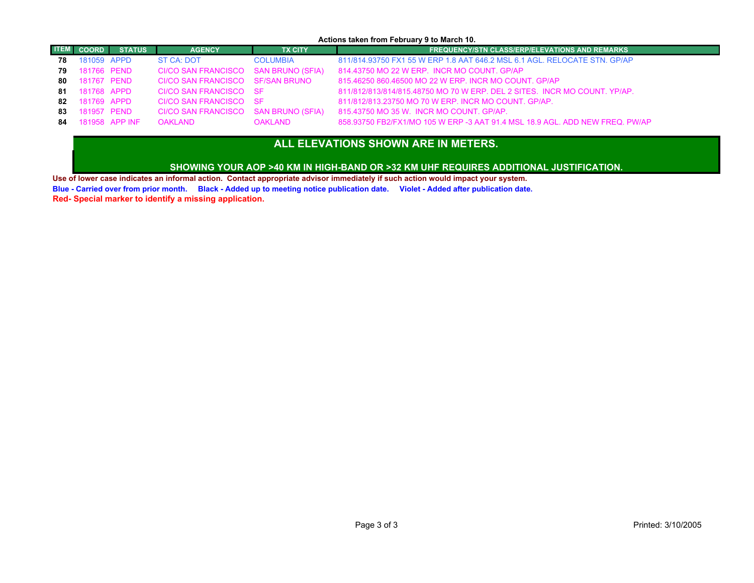Actions taken from February 9 to March 10.

| ITEM | COORD | STATUS | AGENCY | TX CITY | FREQUENCY/STN CLASS/ERP/ELEVATIONS AND REMARKS |
|---|---|---|---|---|---|
| 78 | 181059 | APPD | ST CA: DOT | COLUMBIA | 811/814.93750 FX1 55 W ERP 1.8 AAT 646.2 MSL 6.1 AGL. RELOCATE STN. GP/AP |
| 79 | 181766 | PEND | CI/CO SAN FRANCISCO | SAN BRUNO (SFIA) | 814.43750 MO 22 W ERP. INCR MO COUNT. GP/AP |
| 80 | 181767 | PEND | CI/CO SAN FRANCISCO | SF/SAN BRUNO | 815.46250 860.46500 MO 22 W ERP. INCR MO COUNT. GP/AP |
| 81 | 181768 | APPD | CI/CO SAN FRANCISCO | SF | 811/812/813/814/815.48750 MO 70 W ERP. DEL 2 SITES. INCR MO COUNT. YP/AP. |
| 82 | 181769 | APPD | CI/CO SAN FRANCISCO | SF | 811/812/813.23750 MO 70 W ERP. INCR MO COUNT. GP/AP. |
| 83 | 181957 | PEND | CI/CO SAN FRANCISCO | SAN BRUNO (SFIA) | 815.43750 MO 35 W. INCR MO COUNT. GP/AP. |
| 84 | 181958 | APP INF | OAKLAND | OAKLAND | 858.93750 FB2/FX1/MO 105 W ERP -3 AAT 91.4 MSL 18.9 AGL. ADD NEW FREQ. PW/AP |

**ALL ELEVATIONS SHOWN ARE IN METERS.**

**SHOWING YOUR AOP >40 KM IN HIGH-BAND OR >32 KM UHF REQUIRES ADDITIONAL JUSTIFICATION.**

**Use of lower case indicates an informal action. Contact appropriate advisor immediately if such action would impact your system.**

**Blue - Carried over from prior month. Black - Added up to meeting notice publication date. Violet - Added after publication date.**

**Red- Special marker to identify a missing application.**

Printed: 3/10/2005